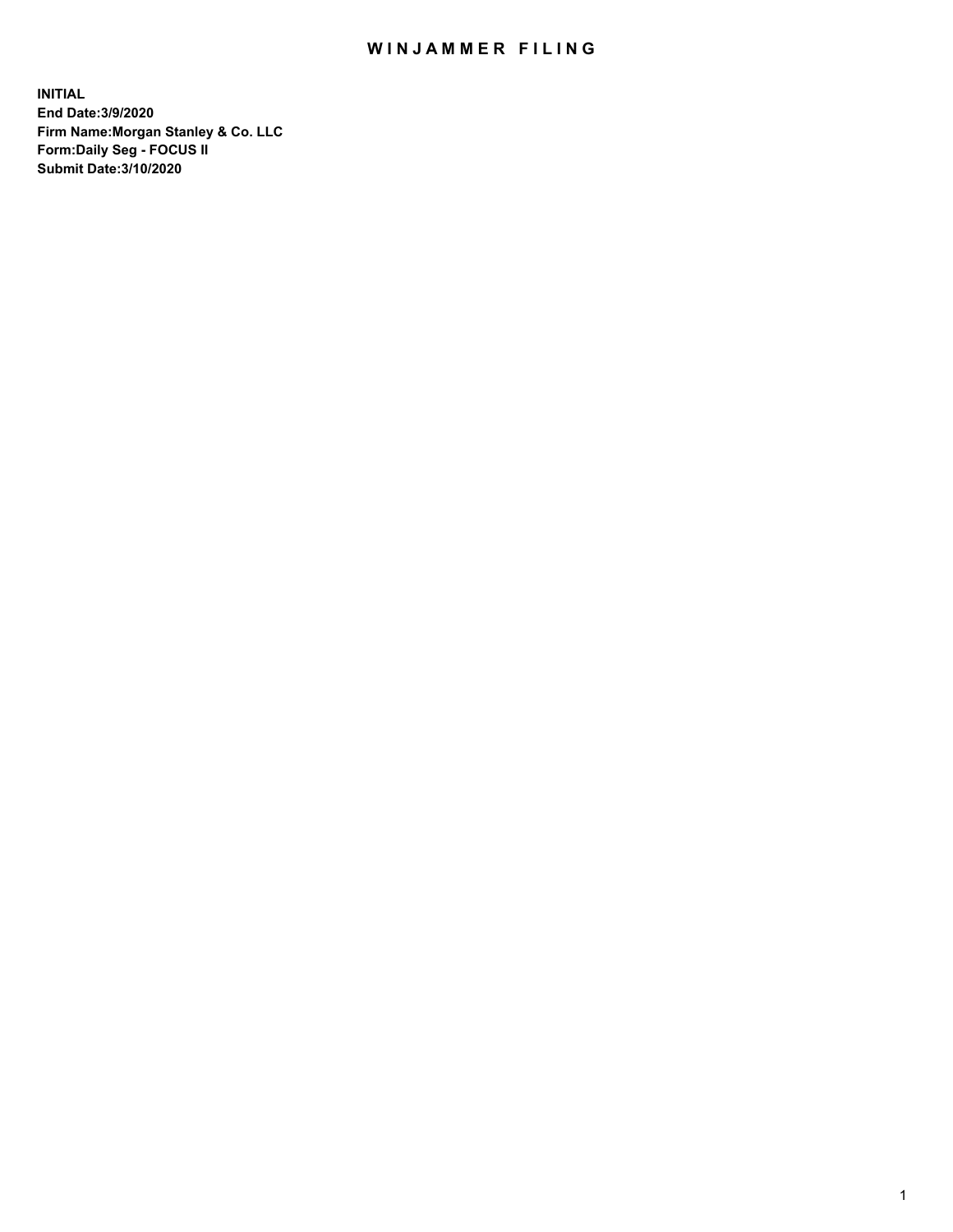# WINJAMMER FILING

**INITIAL**
**End Date:3/9/2020**
**Firm Name:Morgan Stanley & Co. LLC**
**Form:Daily Seg - FOCUS II**
**Submit Date:3/10/2020**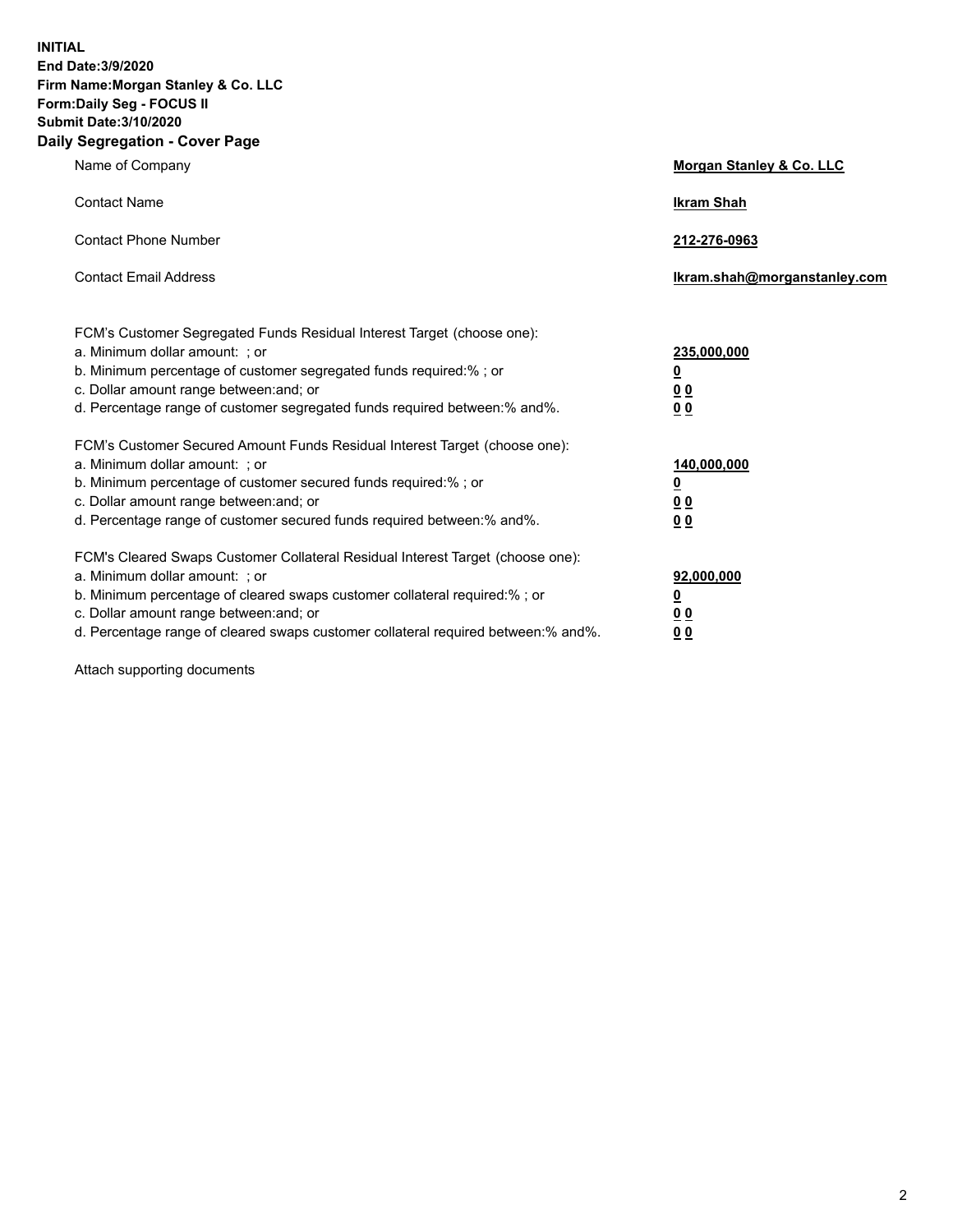**INITIAL**
**End Date:3/9/2020**
**Firm Name:Morgan Stanley & Co. LLC**
**Form:Daily Seg - FOCUS II**
**Submit Date:3/10/2020**

## Daily Segregation - Cover Page

| | |
|---|---|
| Name of Company | **Morgan Stanley & Co. LLC** |
| Contact Name | **Ikram Shah** |
| Contact Phone Number | **212-276-0963** |
| Contact Email Address | **Ikram.shah@morganstanley.com** |

| | |
|---|---|
| FCM's Customer Segregated Funds Residual Interest Target (choose one): | |
| a. Minimum dollar amount: ; or | **235,000,000** |
| b. Minimum percentage of customer segregated funds required:% ; or | **0** |
| c. Dollar amount range between:and; or | **0 0** |
| d. Percentage range of customer segregated funds required between:% and%. | **0 0** |
| FCM's Customer Secured Amount Funds Residual Interest Target (choose one): | |
| a. Minimum dollar amount: ; or | **140,000,000** |
| b. Minimum percentage of customer secured funds required:% ; or | **0** |
| c. Dollar amount range between:and; or | **0 0** |
| d. Percentage range of customer secured funds required between:% and%. | **0 0** |
| FCM's Cleared Swaps Customer Collateral Residual Interest Target (choose one): | |
| a. Minimum dollar amount: ; or | **92,000,000** |
| b. Minimum percentage of cleared swaps customer collateral required:% ; or | **0** |
| c. Dollar amount range between:and; or | **0 0** |
| d. Percentage range of cleared swaps customer collateral required between:% and%. | **0 0** |

Attach supporting documents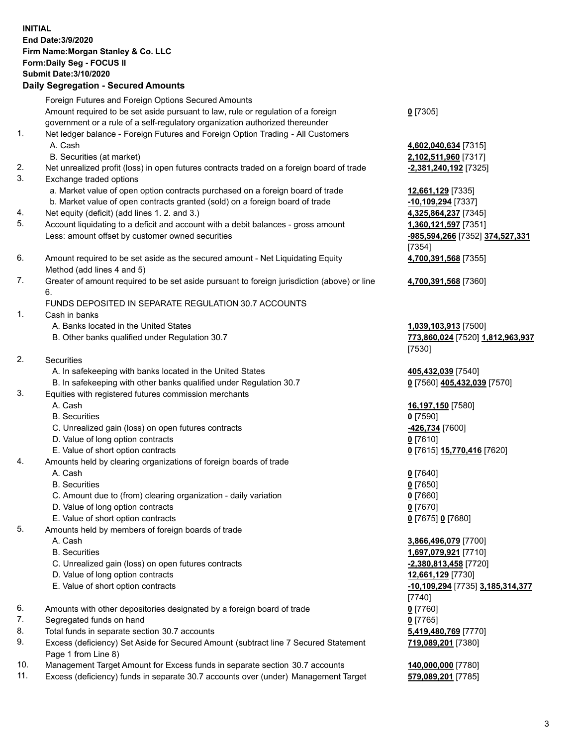**INITIAL**
**End Date:3/9/2020**
**Firm Name:Morgan Stanley & Co. LLC**
**Form:Daily Seg - FOCUS II**
**Submit Date:3/10/2020**

## Daily Segregation - Secured Amounts

| | | |
|---|---|---|
| | Foreign Futures and Foreign Options Secured Amounts | |
| | Amount required to be set aside pursuant to law, rule or regulation of a foreign government or a rule of a self-regulatory organization authorized thereunder | **0** [7305] |
| 1. | Net ledger balance - Foreign Futures and Foreign Option Trading - All Customers | |
| | A. Cash | **4,602,040,634** [7315] |
| | B. Securities (at market) | **2,102,511,960** [7317] |
| 2. | Net unrealized profit (loss) in open futures contracts traded on a foreign board of trade | **-2,381,240,192** [7325] |
| 3. | Exchange traded options | |
| | a. Market value of open option contracts purchased on a foreign board of trade | **12,661,129** [7335] |
| | b. Market value of open contracts granted (sold) on a foreign board of trade | **-10,109,294** [7337] |
| 4. | Net equity (deficit) (add lines 1. 2. and 3.) | **4,325,864,237** [7345] |
| 5. | Account liquidating to a deficit and account with a debit balances - gross amount | **1,360,121,597** [7351] |
| | Less: amount offset by customer owned securities | **-985,594,266** [7352] **374,527,331** [7354] |
| 6. | Amount required to be set aside as the secured amount - Net Liquidating Equity Method (add lines 4 and 5) | **4,700,391,568** [7355] |
| 7. | Greater of amount required to be set aside pursuant to foreign jurisdiction (above) or line 6. | **4,700,391,568** [7360] |
| | FUNDS DEPOSITED IN SEPARATE REGULATION 30.7 ACCOUNTS | |
| 1. | Cash in banks | |
| | A. Banks located in the United States | **1,039,103,913** [7500] |
| | B. Other banks qualified under Regulation 30.7 | **773,860,024** [7520] **1,812,963,937** [7530] |
| 2. | Securities | |
| | A. In safekeeping with banks located in the United States | **405,432,039** [7540] |
| | B. In safekeeping with other banks qualified under Regulation 30.7 | **0** [7560] **405,432,039** [7570] |
| 3. | Equities with registered futures commission merchants | |
| | A. Cash | **16,197,150** [7580] |
| | B. Securities | **0** [7590] |
| | C. Unrealized gain (loss) on open futures contracts | **-426,734** [7600] |
| | D. Value of long option contracts | **0** [7610] |
| | E. Value of short option contracts | **0** [7615] **15,770,416** [7620] |
| 4. | Amounts held by clearing organizations of foreign boards of trade | |
| | A. Cash | **0** [7640] |
| | B. Securities | **0** [7650] |
| | C. Amount due to (from) clearing organization - daily variation | **0** [7660] |
| | D. Value of long option contracts | **0** [7670] |
| | E. Value of short option contracts | **0** [7675] **0** [7680] |
| 5. | Amounts held by members of foreign boards of trade | |
| | A. Cash | **3,866,496,079** [7700] |
| | B. Securities | **1,697,079,921** [7710] |
| | C. Unrealized gain (loss) on open futures contracts | **-2,380,813,458** [7720] |
| | D. Value of long option contracts | **12,661,129** [7730] |
| | E. Value of short option contracts | **-10,109,294** [7735] **3,185,314,377** [7740] |
| 6. | Amounts with other depositories designated by a foreign board of trade | **0** [7760] |
| 7. | Segregated funds on hand | **0** [7765] |
| 8. | Total funds in separate section 30.7 accounts | **5,419,480,769** [7770] |
| 9. | Excess (deficiency) Set Aside for Secured Amount (subtract line 7 Secured Statement Page 1 from Line 8) | **719,089,201** [7380] |
| 10. | Management Target Amount for Excess funds in separate section 30.7 accounts | **140,000,000** [7780] |
| 11. | Excess (deficiency) funds in separate 30.7 accounts over (under) Management Target | **579,089,201** [7785] |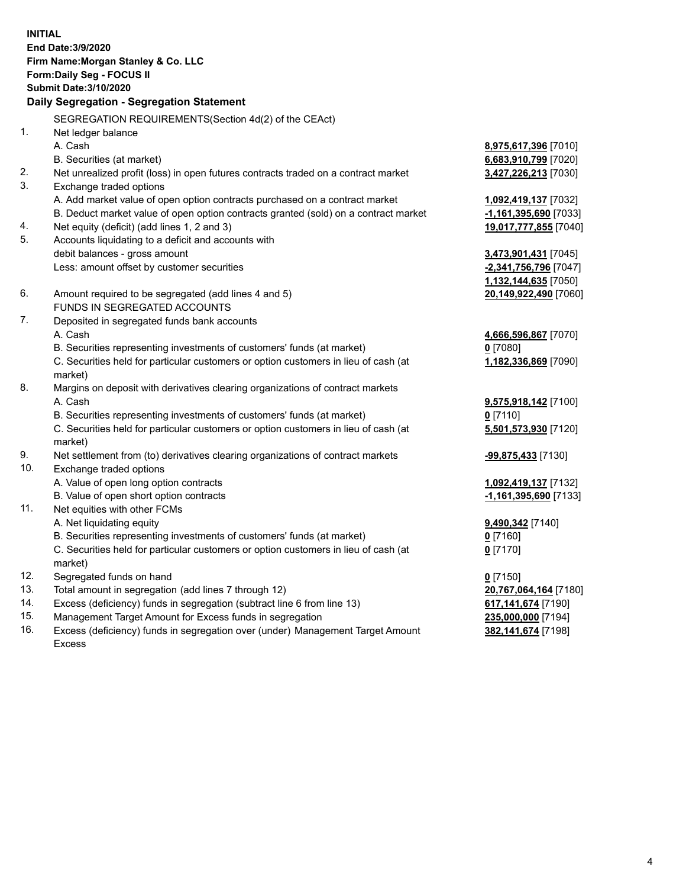**INITIAL**
**End Date:3/9/2020**
**Firm Name:Morgan Stanley & Co. LLC**
**Form:Daily Seg - FOCUS II**
**Submit Date:3/10/2020**

## Daily Segregation - Segregation Statement

| | | |
|---|---|---|
| | SEGREGATION REQUIREMENTS(Section 4d(2) of the CEAct) | |
| 1. | Net ledger balance | |
| | A. Cash | **8,975,617,396** [7010] |
| | B. Securities (at market) | **6,683,910,799** [7020] |
| 2. | Net unrealized profit (loss) in open futures contracts traded on a contract market | **3,427,226,213** [7030] |
| 3. | Exchange traded options | |
| | A. Add market value of open option contracts purchased on a contract market | **1,092,419,137** [7032] |
| | B. Deduct market value of open option contracts granted (sold) on a contract market | **-1,161,395,690** [7033] |
| 4. | Net equity (deficit) (add lines 1, 2 and 3) | **19,017,777,855** [7040] |
| 5. | Accounts liquidating to a deficit and accounts with debit balances - gross amount | **3,473,901,431** [7045] |
| | Less: amount offset by customer securities | **-2,341,756,796** [7047] |
| | | **1,132,144,635** [7050] |
| 6. | Amount required to be segregated (add lines 4 and 5) | **20,149,922,490** [7060] |
| | FUNDS IN SEGREGATED ACCOUNTS | |
| 7. | Deposited in segregated funds bank accounts | |
| | A. Cash | **4,666,596,867** [7070] |
| | B. Securities representing investments of customers' funds (at market) | **0** [7080] |
| | C. Securities held for particular customers or option customers in lieu of cash (at market) | **1,182,336,869** [7090] |
| 8. | Margins on deposit with derivatives clearing organizations of contract markets | |
| | A. Cash | **9,575,918,142** [7100] |
| | B. Securities representing investments of customers' funds (at market) | **0** [7110] |
| | C. Securities held for particular customers or option customers in lieu of cash (at market) | **5,501,573,930** [7120] |
| 9. | Net settlement from (to) derivatives clearing organizations of contract markets | **-99,875,433** [7130] |
| 10. | Exchange traded options | |
| | A. Value of open long option contracts | **1,092,419,137** [7132] |
| | B. Value of open short option contracts | **-1,161,395,690** [7133] |
| 11. | Net equities with other FCMs | |
| | A. Net liquidating equity | **9,490,342** [7140] |
| | B. Securities representing investments of customers' funds (at market) | **0** [7160] |
| | C. Securities held for particular customers or option customers in lieu of cash (at market) | **0** [7170] |
| 12. | Segregated funds on hand | **0** [7150] |
| 13. | Total amount in segregation (add lines 7 through 12) | **20,767,064,164** [7180] |
| 14. | Excess (deficiency) funds in segregation (subtract line 6 from line 13) | **617,141,674** [7190] |
| 15. | Management Target Amount for Excess funds in segregation | **235,000,000** [7194] |
| 16. | Excess (deficiency) funds in segregation over (under) Management Target Amount Excess | **382,141,674** [7198] |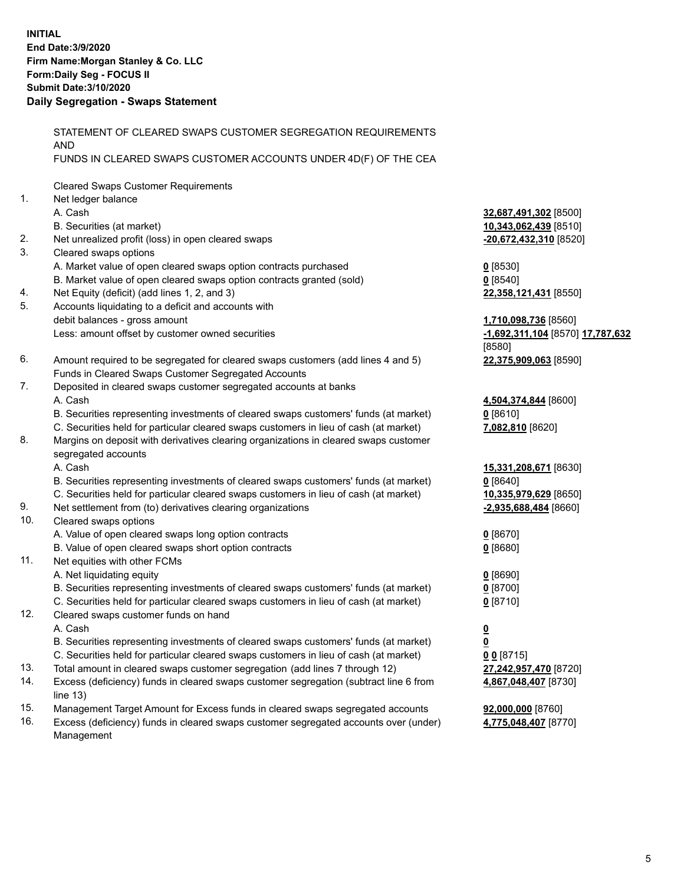**INITIAL**
**End Date:3/9/2020**
**Firm Name:Morgan Stanley & Co. LLC**
**Form:Daily Seg - FOCUS II**
**Submit Date:3/10/2020**
**Daily Segregation - Swaps Statement**

STATEMENT OF CLEARED SWAPS CUSTOMER SEGREGATION REQUIREMENTS AND FUNDS IN CLEARED SWAPS CUSTOMER ACCOUNTS UNDER 4D(F) OF THE CEA

| | | |
|---|---|---|
| | Cleared Swaps Customer Requirements | |
| 1. | Net ledger balance | |
| | A. Cash | **32,687,491,302** [8500] |
| | B. Securities (at market) | **10,343,062,439** [8510] |
| 2. | Net unrealized profit (loss) in open cleared swaps | **-20,672,432,310** [8520] |
| 3. | Cleared swaps options | |
| | A. Market value of open cleared swaps option contracts purchased | **0** [8530] |
| | B. Market value of open cleared swaps option contracts granted (sold) | **0** [8540] |
| 4. | Net Equity (deficit) (add lines 1, 2, and 3) | **22,358,121,431** [8550] |
| 5. | Accounts liquidating to a deficit and accounts with debit balances - gross amount | **1,710,098,736** [8560] |
| | Less: amount offset by customer owned securities | **-1,692,311,104** [8570] **17,787,632** [8580] |
| 6. | Amount required to be segregated for cleared swaps customers (add lines 4 and 5) | **22,375,909,063** [8590] |
| | Funds in Cleared Swaps Customer Segregated Accounts | |
| 7. | Deposited in cleared swaps customer segregated accounts at banks | |
| | A. Cash | **4,504,374,844** [8600] |
| | B. Securities representing investments of cleared swaps customers' funds (at market) | **0** [8610] |
| | C. Securities held for particular cleared swaps customers in lieu of cash (at market) | **7,082,810** [8620] |
| 8. | Margins on deposit with derivatives clearing organizations in cleared swaps customer segregated accounts | |
| | A. Cash | **15,331,208,671** [8630] |
| | B. Securities representing investments of cleared swaps customers' funds (at market) | **0** [8640] |
| | C. Securities held for particular cleared swaps customers in lieu of cash (at market) | **10,335,979,629** [8650] |
| 9. | Net settlement from (to) derivatives clearing organizations | **-2,935,688,484** [8660] |
| 10. | Cleared swaps options | |
| | A. Value of open cleared swaps long option contracts | **0** [8670] |
| | B. Value of open cleared swaps short option contracts | **0** [8680] |
| 11. | Net equities with other FCMs | |
| | A. Net liquidating equity | **0** [8690] |
| | B. Securities representing investments of cleared swaps customers' funds (at market) | **0** [8700] |
| | C. Securities held for particular cleared swaps customers in lieu of cash (at market) | **0** [8710] |
| 12. | Cleared swaps customer funds on hand | |
| | A. Cash | **0** |
| | B. Securities representing investments of cleared swaps customers' funds (at market) | **0** |
| | C. Securities held for particular cleared swaps customers in lieu of cash (at market) | **0** **0** [8715] |
| 13. | Total amount in cleared swaps customer segregation (add lines 7 through 12) | **27,242,957,470** [8720] |
| 14. | Excess (deficiency) funds in cleared swaps customer segregation (subtract line 6 from line 13) | **4,867,048,407** [8730] |
| 15. | Management Target Amount for Excess funds in cleared swaps segregated accounts | **92,000,000** [8760] |
| 16. | Excess (deficiency) funds in cleared swaps customer segregated accounts over (under) Management | **4,775,048,407** [8770] |